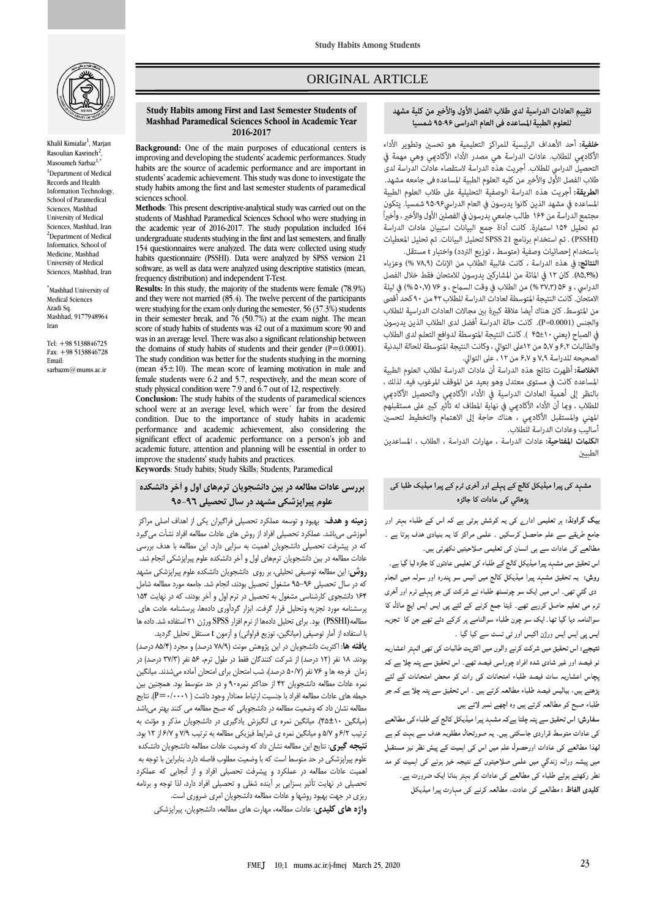ORIGINAL ARTICLE

## Study Habits among First and Last Semester Students of Mashhad Paramedical Sciences School in Academic Year 2016-2017

Khalil Kimiafar[1], Marjan Rasoulian Kasrineh[2], Masoumeh Sarbaz[1,*]

[1]Department of Medical Records and Health Information Technology, School of Paramedical Sciences, Mashhad University of Medical Sciences, Mashhad, Iran

[2]Department of Medical Informatics, School of Medicine, Mashhad University of Medical Sciences, Mashhad, Iran

*Mashhad University of Medical Sciences Azadi Sq. Mashhad, 9177948964 Iran

Tel: +98 5138846725
Fax: +98 5138846728
Email: sarbazm@mums.ac.ir

**Background:** One of the main purposes of educational centers is improving and developing the students' academic performances. Study habits are the source of academic performance and are important in students' academic achievement. This study was done to investigate the study habits among the first and last semester students of paramedical sciences school.

**Methods**: This present descriptive-analytical study was carried out on the students of Mashhad Paramedical Sciences School who were studying in the academic year of 2016-2017. The study population included 164 undergraduate students studying in the first and last semesters, and finally 154 questionnaires were analyzed. The data were collected using study habits questionnaire (PSSHI). Data were analyzed by SPSS version 21 software, as well as data were analyzed using descriptive statistics (mean, frequency distribution) and independent T-Test.

**Results:** In this study, the majority of the students were female (78.9%) and they were not married (85.4). The twelve percent of the participants were studying for the exam only during the semester, 56 (37.3%) students in their semester break, and 76 (50.7%) at the exam night. The mean score of study habits of students was 42 out of a maximum score 90 and was in an average level. There was also a significant relationship between the domains of study habits of students and their gender (P=0.0001). The study condition was better for the students studying in the morning (mean 45±10). The mean score of learning motivation in male and female students were 6.2 and 5.7, respectively, and the mean score of study physical condition were 7.9 and 6.7 out of 12, respectively.

**Conclusion:** The study habits of the students of paramedical sciences school were at an average level, which were` far from the desired condition. Due to the importance of study habits in academic performance and academic achievement, also considering the significant effect of academic performance on a person's job and academic future, attention and planning will be essential in order to improve the students' study habits and practices.

**Keywords**: Study habits; Study Skills; Students; Paramedical

## تقييم العادات الدراسية لدى طلاب الفصل الأول والأخير من كلية مشهد للعلوم الطبية المساعده في العام الدراسي ٩٦-٩٥ شمسيا

**خلفية:** أحد الأهداف الرئيسية للمراكز التعليمية هو تحسين وتطوير الأداء الأكاديمي للطلاب. عادات الدراسة هي مصدر الأداء الأكاديمي وهي مهمة في التحصيل الدراسي للطلاب. أجريت هذه الدراسة لاستقصاء عادات الدراسة لدى طلاب الفصل الأول والأخير من كليه العلوم الطبية المساعده في جامعه مشهد.

**الطريقة:** أجريت هذه الدراسة الوصفية التحليلية على طلاب العلوم الطبية المساعده في مشهد الذين كانوا يدرسون في العام الدراسي٩٦-٩٥ شمسيا. يتكون مجتمع الدراسة من ١٦٤ طالب جامعي يدرسون في الفصلين الأول والأخير، وأخيراً تم تحليل ١٥٤ استمارة. كانت أداة جمع البيانات استبيان عادات الدراسة (PSSHI) . تم استخدام برنامج SPSS 21 لتحليل البيانات. تم تحليل المعطيات باستخدام إحصائيات وصفية (متوسط ، توزيع التردد) واختبار t مستقل.

**النتائج:** في هذه الدراسة ، كانت غالبية الطلاب من الإناث (٧٨,٩ %) وعزباء (٨٥,٣%). كان ١٢ في المائة من المشاركين يدرسون للامتحان فقط خلال الفصل الدراسي ، و ٥٦ (٣٧,٣ %) من الطلاب في وقت السماح ، و ٧٦ (٥٠,٧ %) في ليلة الامتحان. كانت النتيجة المتوسطة لعادات الدراسة للطلاب ٤٢ من ٩٠ كحد أقصى من المتوسط. كان هناك أيضا علاقة كبيرة بين مجالات العادات الدراسية للطلاب والجنس (P=0.0001). كانت حالة الدراسة أفضل لدى الطلاب الذين يدرسون في الصباح (يعني ١٠±٤٥ ). كانت النتيجة المتوسطة لدوافع التعلم لدى الطلاب والطالبات ٦,٢ و ٥,٧ من ١٢على التوالي ، وكانت النتيجة المتوسطة للحالة البدنية الصحيحه للدراسة ٧,٩ و ٦,٧ من ١٢ ، على التوالي.

**الخلاصة:** أظهرت نتائج هذه الدراسة أن عادات الدراسة لطلاب العلوم الطبية المساعده كانت في مستوى معتدل وهو بعيد عن الموقف المرغوب فيه. لذلك ، بالنظر إلى أهمية العادات الدراسية في الأداء الأكاديمي والتحصيل الأكاديمي للطلاب ، وبما أن الأداء الأكاديمي في نهاية المطاف له تأثير كبير على مستقبلهم المهني والمستقبل الأكاديمي ، هناك حاجة إلى الاهتمام والتخطيط لتحسين أساليب وعادات الدراسة للطلاب.

**الكلمات المفتاحية:** عادات الدراسة ، مهارات الدراسة ، الطلاب ، المساعدين الطبيين

## بررسی عادات مطالعه در بین دانشجویان ترم‌های اول و آخر دانشکده علوم پیراپزشکی مشهد در سال تحصیلی ۹۶-۹۵

**زمینه و هدف:** بهبود و توسعه عملکرد تحصیلی فراگیران یکی از اهداف اصلی مراکز آموزشی می‌باشد. عملکرد تحصیلی افراد از روش های عادات مطالعه افراد نشأت می‌گیرد که در پیشرفت تحصیلی دانشجویان اهمیت به سزایی دارد. این مطالعه با هدف بررسی عادات مطالعه در بین دانشجویان ترم‌های اول و آخر دانشکده علوم پیراپزشکی انجام شد.

**روش:** این مطالعه توصیفی تحلیلی، بر روی دانشجویان دانشکده علوم پیراپزشکی مشهد که در سال تحصیلی ۹۶-۹۵ مشغول تحصیل بودند، انجام شد. جامعه مورد مطالعه شامل ۱۶۴ دانشجوی کارشناسی مشغول به تحصیل در ترم اول و آخر بودند، که در نهایت ۱۵۴ پرسشنامه مورد تجزیه وتحلیل قرار گرفت. ابزار گردآوری داده‌ها، پرسشنامه عادت های مطالعه (PSSHI) بود. برای تحلیل داده‌ها از نرم افزار SPSS ورژن ۲۱ استفاده شد. داده ها با استفاده از آمار توصیفی (میانگین، توزیع فراوانی) و آزمون t مستقل تحلیل گردید.

**یافته ها:** اکثریت دانشجویان در این پژوهش مونث (۷۸/۹ درصد) و مجرد (۸۵/۴ درصد) بودند. ۱۸ نفر (۱۲ درصد) از شرکت کنندگان فقط در طول ترم، ۵۶ نفر (۳۷/۳ درصد) در زمان فرجه ها و ۷۶ نفر (۵۰/۷ درصد)، شب امتحان برای امتحان آماده می‌شدند. میانگین نمره عادات مطالعه دانشجویان ۴۲ از حداکثر نمره۹۰ و در حد متوسط بود. همچنین بین حیطه های عادات مطالعه افراد با جنسیت ارتباط معنادار وجود داشت ( P=۰/۰۰۰۱). نتایج مطالعه نشان داد که وضعیت مطالعه در دانشجویانی که صبح مطالعه می کنند بهتر می‌باشد (میانگین ۱۰±۴۵). میانگین نمره ی انگیزش یادگیری در دانشجویان مذکر و مؤنث به ترتیب ۶/۲ و ۵/۷ و میانگین نمره ی شرایط فیزیکی مطالعه به ترتیب ۷/۹ و ۶/۷ از ۱۲ بود.

**نتیجه گیری:** نتایج این مطالعه نشان داد که وضعیت عادات مطالعه دانشجویان دانشکده علوم پیراپزشکی در حد متوسط است که با وضعیت مطلوب فاصله دارد. بنابراین با توجه به اهمیت عادات مطالعه در عملکرد و پیشرفت تحصیلی افراد و از آنجایی که عملکرد تحصیلی در نهایت تأثیر بسزایی بر آینده شغلی و تحصیلی افراد دارد، لذا توجه و برنامه ریزی در جهت بهبود روشها و عادات مطالعه دانشجویان امری ضروری است.

**واژه های کلیدی**: عادات مطالعه، مهارت های مطالعه، دانشجویان، پیراپزشکی

## مشہد کی پیرا میڈیکل کالج کے پہلے اور آخری ٹرم کے پیرا میڈیک طلبا کی پڑھائی کی عادات کا جائزہ

**بیک گراونڈ:** ہر تعلیمی ادارے کی یہ کوشش ہوتی ہے کہ اس کے طلباء بہتر اور جامع طریقے سے علم حاصل کرسکیں ۔ علمی مراکز کا یہ بنیادی ہدف ہوتا ہے ۔ مطالعے کی عادات سے ہی انسان کی تعلیمی صلاحیتیں نکھرتی ہیں۔

اس تحقیق میں مشہد پیرا میڈیکل کالج کے طلباء کی تعلیمی عادتوں کا جائزہ لیا گیا ہے۔

**روش:** یہ تحقیق مشہد پیرا میڈیکل کالج میں انیس سو پندرہ اور سولہ میں انجام دی گئی تھی۔ اس میں ایک سو چونسٹھ طلباء نے شرکت کی جو پہلے ٹرم اور آخری ٹرم می تعلیم حاصل کررہے تھے۔ ڈیٹا جمع کرنے کے لئے پی ایس ایس ایچ ماڈل کا سوالنامہ دیا گیا تھا۔ ایک سو چون طلباء سوالنامے پر کرکے دئے تھے جن کا تجزیہ ایس پی ایس ایس ورژن اکیس اور ٹی ٹسٹ سے کیا گیا ۔

**نتیجے:** اس تحقیق میں شرکت کرنے والوں میں اکثریت طالبات کی تھی اٹہتر اعشاریہ نو فیصد اور غیر شادی شدہ افراد چوراسی فیصد تھے۔ اس تحقیق سے پتہ چلا ہے کہ پچاس اعشاریہ سات فیصد طلباء امتحانات کی رات کو محض امتحانات کے لئے پڑھتے ہیں، بیالیس فیصد طلباء مطالعہ کرتے ہیں ۔ اس تحقیق سے پتہ چلا ہے کہ جو طلباء صبح کو مطالعہ کرتے ہیں وہ اچھے نمبر لاتے ہیں

**سفارش:** اس تحقیق سے پتہ چلتا ہےکہ مشہد پیرا میڈیکل کالج کے طلباء کی مطالعے کی عادات متوسط قراردی جاسکتی ہیں۔ یہ صورتحال مطلوبہ ہدف سے بہت کم ہے لھذا مطالعے کی عادات اورحصول علم میں اس کی اہمیت کے پیش نظر نیز مستقبل میں پیشہ ورانہ زندگي میں علمی صلاحیتوں کے نتیجہ خیز ہونے کی اہمیت کو مد نظر رکھتے ہوئے طلباء کی مطالعے کی عادات کو بہتر بنانا ایک ضرورت ہے۔

**کلیدی الفاظ :** مطالعے کی عادت، مطالعہ کرنے کی مہارت پیرا میڈیکل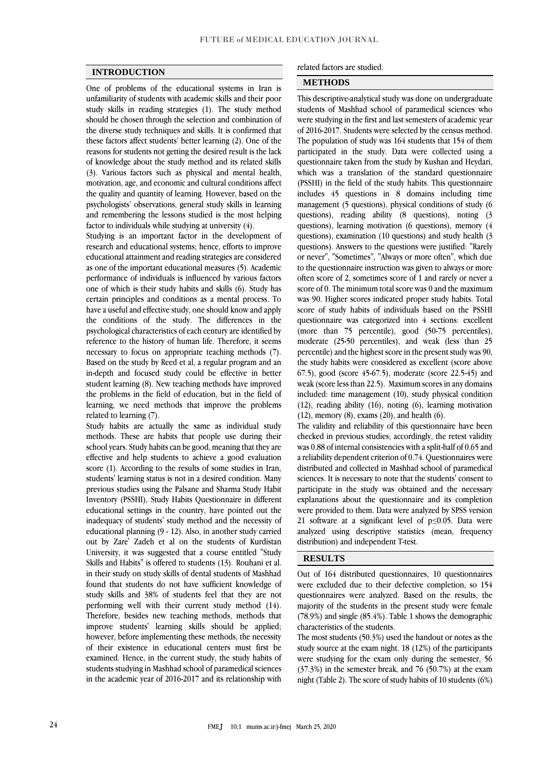## INTRODUCTION

One of problems of the educational systems in Iran is unfamiliarity of students with academic skills and their poor study skills in reading strategies (1). The study method should be chosen through the selection and combination of the diverse study techniques and skills. It is confirmed that these factors affect students' better learning (2). One of the reasons for students not getting the desired result is the lack of knowledge about the study method and its related skills (3). Various factors such as physical and mental health, motivation, age, and economic and cultural conditions affect the quality and quantity of learning. However, based on the psychologists' observations, general study skills in learning and remembering the lessons studied is the most helping factor to individuals while studying at university (4).

Studying is an important factor in the development of research and educational systems; hence, efforts to improve educational attainment and reading strategies are considered as one of the important educational measures (5). Academic performance of individuals is influenced by various factors one of which is their study habits and skills (6). Study has certain principles and conditions as a mental process. To have a useful and effective study, one should know and apply the conditions of the study. The differences in the psychological characteristics of each century are identified by reference to the history of human life. Therefore, it seems necessary to focus on appropriate teaching methods (7). Based on the study by Reed et al, a regular program and an in-depth and focused study could be effective in better student learning (8). New teaching methods have improved the problems in the field of education, but in the field of learning, we need methods that improve the problems related to learning (7).

Study habits are actually the same as individual study methods. These are habits that people use during their school years. Study habits can be good, meaning that they are effective and help students to achieve a good evaluation score (1). According to the results of some studies in Iran, students' learning status is not in a desired condition. Many previous studies using the Palsane and Sharma Study Habit Inventory (PSSHI), Study Habits Questionnaire in different educational settings in the country, have pointed out the inadequacy of students' study method and the necessity of educational planning (9 - 12). Also, in another study carried out by Zare' Zadeh et al on the students of Kurdistan University, it was suggested that a course entitled "Study Skills and Habits" is offered to students (13). Rouhani et al. in their study on study skills of dental students of Mashhad found that students do not have sufficient knowledge of study skills and 38% of students feel that they are not performing well with their current study method (14). Therefore, besides new teaching methods, methods that improve students' learning skills should be applied; however, before implementing these methods, the necessity of their existence in educational centers must first be examined. Hence, in the current study, the study habits of students studying in Mashhad school of paramedical sciences in the academic year of 2016-2017 and its relationship with related factors are studied.

## METHODS

This descriptive-analytical study was done on undergraduate students of Mashhad school of paramedical sciences who were studying in the first and last semesters of academic year of 2016-2017. Students were selected by the census method. The population of study was 164 students that 154 of them participated in the study. Data were collected using a questionnaire taken from the study by Kushan and Heydari, which was a translation of the standard questionnaire (PSSHI) in the field of the study habits. This questionnaire includes 45 questions in 8 domains including time management (5 questions), physical conditions of study (6 questions), reading ability (8 questions), noting (3 questions), learning motivation (6 questions), memory (4 questions), examination (10 questions) and study health (3 questions). Answers to the questions were justified: "Rarely or never", "Sometimes", "Always or more often", which due to the questionnaire instruction was given to always or more often score of 2, sometimes score of 1 and rarely or never a score of 0. The minimum total score was 0 and the maximum was 90. Higher scores indicated proper study habits. Total score of study habits of individuals based on the PSSHI questionnaire was categorized into 4 sections: excellent (more than 75 percentile), good (50-75 percentiles), moderate (25-50 percentiles), and weak (less than 25 percentile) and the highest score in the present study was 90, the study habits were considered as excellent (score above 67.5), good (score 45-67.5), moderate (score 22.5-45) and weak (score less than 22.5). Maximum scores in any domains included: time management (10), study physical condition (12), reading ability (16), noting (6), learning motivation (12), memory (8), exams (20), and health (6).

The validity and reliability of this questionnaire have been checked in previous studies; accordingly, the retest validity was 0.88 of internal consistencies with a split-half of 0.65 and a reliability dependent criterion of 0.74. Questionnaires were distributed and collected in Mashhad school of paramedical sciences. It is necessary to note that the students' consent to participate in the study was obtained and the necessary explanations about the questionnaire and its completion were provided to them. Data were analyzed by SPSS version 21 software at a significant level of $p \leq 0.05$. Data were analyzed using descriptive statistics (mean, frequency distribution) and independent T-test.

## RESULTS

Out of 164 distributed questionnaires, 10 questionnaires were excluded due to their defective completion, so 154 questionnaires were analyzed. Based on the results, the majority of the students in the present study were female (78.9%) and single (85.4%). Table 1 shows the demographic characteristics of the students.

The most students (50.3%) used the handout or notes as the study source at the exam night. 18 (12%) of the participants were studying for the exam only during the semester, 56 (37.3%) in the semester break, and 76 (50.7%) at the exam night (Table 2). The score of study habits of 10 students (6%)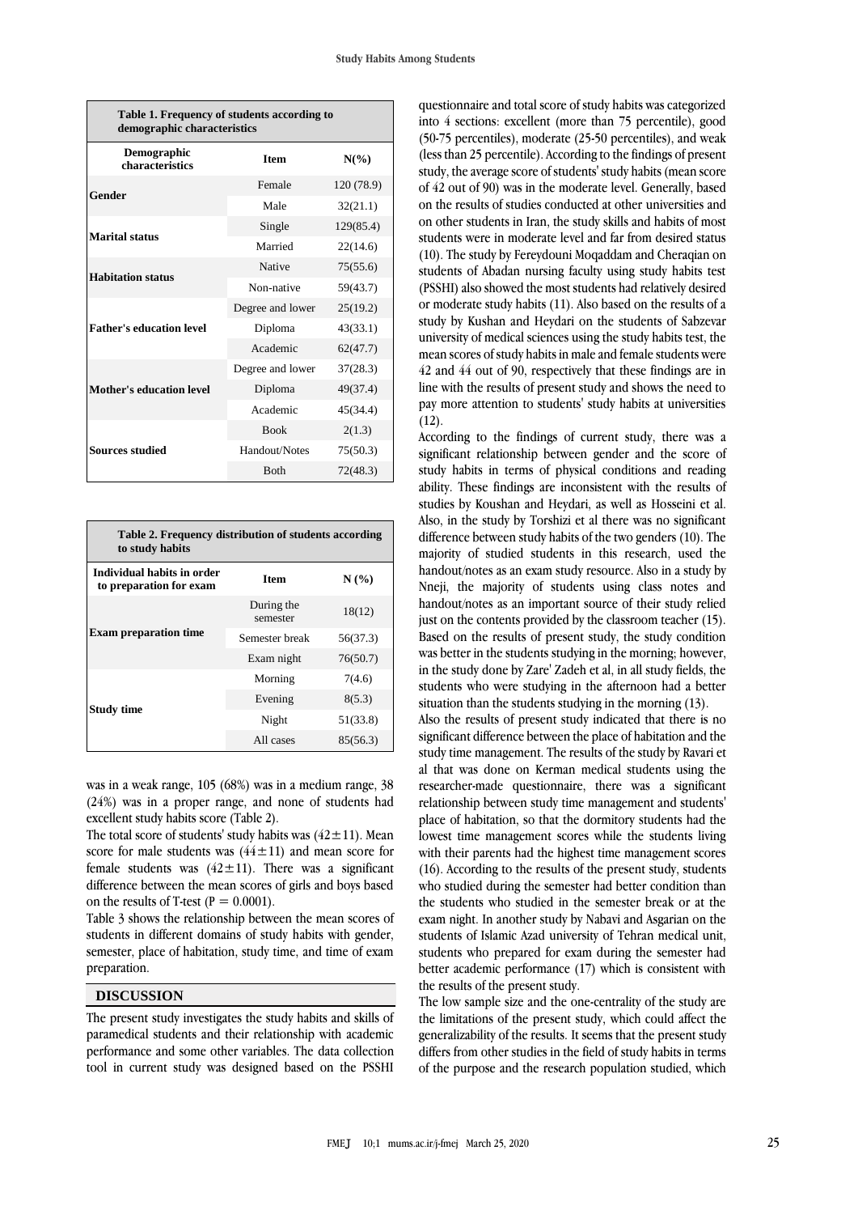**Table 1. Frequency of students according to demographic characteristics**

| Demographic characteristics | Item | N(%) |
|---|---|---|
| Gender | Female | 120 (78.9) |
| | Male | 32(21.1) |
| Marital status | Single | 129(85.4) |
| | Married | 22(14.6) |
| Habitation status | Native | 75(55.6) |
| | Non-native | 59(43.7) |
| Father's education level | Degree and lower | 25(19.2) |
| | Diploma | 43(33.1) |
| | Academic | 62(47.7) |
| Mother's education level | Degree and lower | 37(28.3) |
| | Diploma | 49(37.4) |
| | Academic | 45(34.4) |
| Sources studied | Book | 2(1.3) |
| | Handout/Notes | 75(50.3) |
| | Both | 72(48.3) |

**Table 2. Frequency distribution of students according to study habits**

| Individual habits in order to preparation for exam | Item | N (%) |
|---|---|---|
| Exam preparation time | During the semester | 18(12) |
| | Semester break | 56(37.3) |
| | Exam night | 76(50.7) |
| Study time | Morning | 7(4.6) |
| | Evening | 8(5.3) |
| | Night | 51(33.8) |
| | All cases | 85(56.3) |

was in a weak range, 105 (68%) was in a medium range, 38 (24%) was in a proper range, and none of students had excellent study habits score (Table 2).

The total score of students' study habits was (42±11). Mean score for male students was (44±11) and mean score for female students was (42±11). There was a significant difference between the mean scores of girls and boys based on the results of T-test ($P = 0.0001$).

Table 3 shows the relationship between the mean scores of students in different domains of study habits with gender, semester, place of habitation, study time, and time of exam preparation.

## DISCUSSION

The present study investigates the study habits and skills of paramedical students and their relationship with academic performance and some other variables. The data collection tool in current study was designed based on the PSSHI questionnaire and total score of study habits was categorized into 4 sections: excellent (more than 75 percentile), good (50-75 percentiles), moderate (25-50 percentiles), and weak (less than 25 percentile). According to the findings of present study, the average score of students' study habits (mean score of 42 out of 90) was in the moderate level. Generally, based on the results of studies conducted at other universities and on other students in Iran, the study skills and habits of most students were in moderate level and far from desired status (10). The study by Fereydouni Moqaddam and Cheraqian on students of Abadan nursing faculty using study habits test (PSSHI) also showed the most students had relatively desired or moderate study habits (11). Also based on the results of a study by Kushan and Heydari on the students of Sabzevar university of medical sciences using the study habits test, the mean scores of study habits in male and female students were 42 and 44 out of 90, respectively that these findings are in line with the results of present study and shows the need to pay more attention to students' study habits at universities (12).

According to the findings of current study, there was a significant relationship between gender and the score of study habits in terms of physical conditions and reading ability. These findings are inconsistent with the results of studies by Koushan and Heydari, as well as Hosseini et al. Also, in the study by Torshizi et al there was no significant difference between study habits of the two genders (10). The majority of studied students in this research, used the handout/notes as an exam study resource. Also in a study by Nneji, the majority of students using class notes and handout/notes as an important source of their study relied just on the contents provided by the classroom teacher (15). Based on the results of present study, the study condition was better in the students studying in the morning; however, in the study done by Zare' Zadeh et al, in all study fields, the students who were studying in the afternoon had a better situation than the students studying in the morning (13).

Also the results of present study indicated that there is no significant difference between the place of habitation and the study time management. The results of the study by Ravari et al that was done on Kerman medical students using the researcher-made questionnaire, there was a significant relationship between study time management and students' place of habitation, so that the dormitory students had the lowest time management scores while the students living with their parents had the highest time management scores (16). According to the results of the present study, students who studied during the semester had better condition than the students who studied in the semester break or at the exam night. In another study by Nabavi and Asgarian on the students of Islamic Azad university of Tehran medical unit, students who prepared for exam during the semester had better academic performance (17) which is consistent with the results of the present study.

The low sample size and the one-centrality of the study are the limitations of the present study, which could affect the generalizability of the results. It seems that the present study differs from other studies in the field of study habits in terms of the purpose and the research population studied, which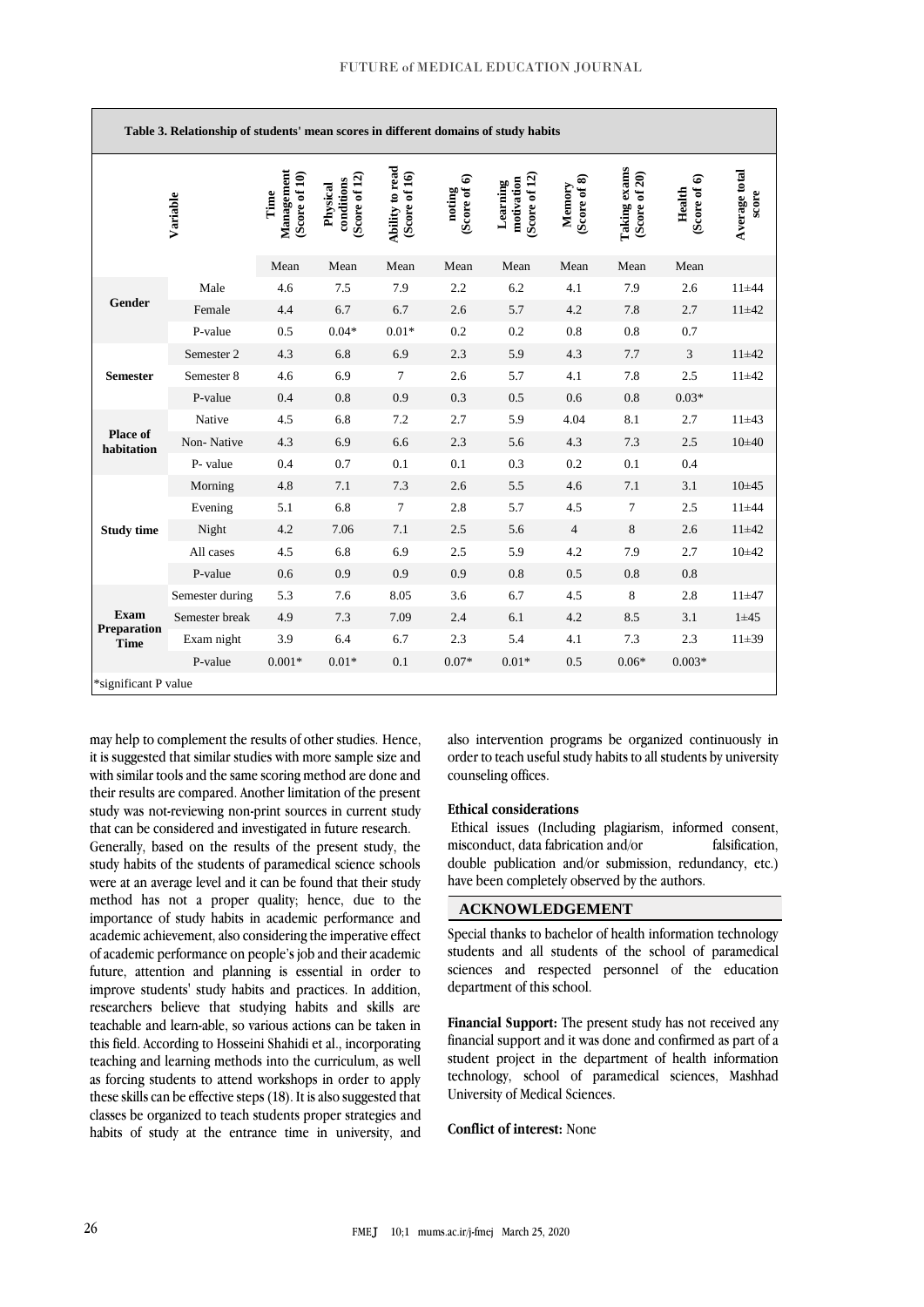**Table 3. Relationship of students' mean scores in different domains of study habits**

| Variable | | Time Management (Score of 10) | Physical conditions (Score of 12) | Ability to read (Score of 16) | noting (Score of 6) | Learning motivation (Score of 12) | Memory (Score of 8) | Taking exams (Score of 20) | Health (Score of 6) | Average total score |
|---|---|---|---|---|---|---|---|---|---|---|
| | | Mean | Mean | Mean | Mean | Mean | Mean | Mean | Mean | |
| **Gender** | Male | 4.6 | 7.5 | 7.9 | 2.2 | 6.2 | 4.1 | 7.9 | 2.6 | 11±44 |
| | Female | 4.4 | 6.7 | 6.7 | 2.6 | 5.7 | 4.2 | 7.8 | 2.7 | 11±42 |
| | P-value | 0.5 | 0.04* | 0.01* | 0.2 | 0.2 | 0.8 | 0.8 | 0.7 | |
| **Semester** | Semester 2 | 4.3 | 6.8 | 6.9 | 2.3 | 5.9 | 4.3 | 7.7 | 3 | 11±42 |
| | Semester 8 | 4.6 | 6.9 | 7 | 2.6 | 5.7 | 4.1 | 7.8 | 2.5 | 11±42 |
| | P-value | 0.4 | 0.8 | 0.9 | 0.3 | 0.5 | 0.6 | 0.8 | 0.03* | |
| **Place of habitation** | Native | 4.5 | 6.8 | 7.2 | 2.7 | 5.9 | 4.04 | 8.1 | 2.7 | 11±43 |
| | Non- Native | 4.3 | 6.9 | 6.6 | 2.3 | 5.6 | 4.3 | 7.3 | 2.5 | 10±40 |
| | P- value | 0.4 | 0.7 | 0.1 | 0.1 | 0.3 | 0.2 | 0.1 | 0.4 | |
| **Study time** | Morning | 4.8 | 7.1 | 7.3 | 2.6 | 5.5 | 4.6 | 7.1 | 3.1 | 10±45 |
| | Evening | 5.1 | 6.8 | 7 | 2.8 | 5.7 | 4.5 | 7 | 2.5 | 11±44 |
| | Night | 4.2 | 7.06 | 7.1 | 2.5 | 5.6 | 4 | 8 | 2.6 | 11±42 |
| | All cases | 4.5 | 6.8 | 6.9 | 2.5 | 5.9 | 4.2 | 7.9 | 2.7 | 10±42 |
| | P-value | 0.6 | 0.9 | 0.9 | 0.9 | 0.8 | 0.5 | 0.8 | 0.8 | |
| **Exam Preparation Time** | Semester during | 5.3 | 7.6 | 8.05 | 3.6 | 6.7 | 4.5 | 8 | 2.8 | 11±47 |
| | Semester break | 4.9 | 7.3 | 7.09 | 2.4 | 6.1 | 4.2 | 8.5 | 3.1 | 1±45 |
| | Exam night | 3.9 | 6.4 | 6.7 | 2.3 | 5.4 | 4.1 | 7.3 | 2.3 | 11±39 |
| | P-value | 0.001* | 0.01* | 0.1 | 0.07* | 0.01* | 0.5 | 0.06* | 0.003* | |

*significant P value

may help to complement the results of other studies. Hence, it is suggested that similar studies with more sample size and with similar tools and the same scoring method are done and their results are compared. Another limitation of the present study was not-reviewing non-print sources in current study that can be considered and investigated in future research.

Generally, based on the results of the present study, the study habits of the students of paramedical science schools were at an average level and it can be found that their study method has not a proper quality; hence, due to the importance of study habits in academic performance and academic achievement, also considering the imperative effect of academic performance on people's job and their academic future, attention and planning is essential in order to improve students' study habits and practices. In addition, researchers believe that studying habits and skills are teachable and learn-able, so various actions can be taken in this field. According to Hosseini Shahidi et al., incorporating teaching and learning methods into the curriculum, as well as forcing students to attend workshops in order to apply these skills can be effective steps (18). It is also suggested that classes be organized to teach students proper strategies and habits of study at the entrance time in university, and also intervention programs be organized continuously in order to teach useful study habits to all students by university counseling offices.

### Ethical considerations

Ethical issues (Including plagiarism, informed consent, misconduct, data fabrication and/or falsification, double publication and/or submission, redundancy, etc.) have been completely observed by the authors.

## ACKNOWLEDGEMENT

Special thanks to bachelor of health information technology students and all students of the school of paramedical sciences and respected personnel of the education department of this school.

**Financial Support:** The present study has not received any financial support and it was done and confirmed as part of a student project in the department of health information technology, school of paramedical sciences, Mashhad University of Medical Sciences.

**Conflict of interest:** None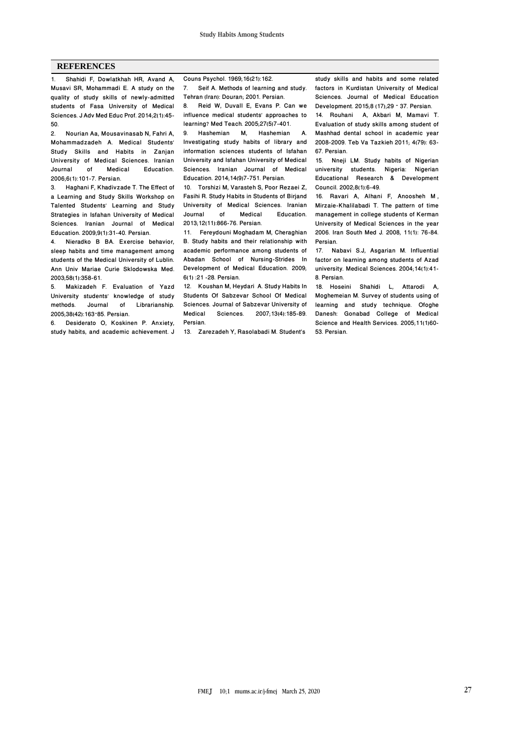## REFERENCES

1. Shahidi F, Dowlatkhah HR, Avand A, Musavi SR, Mohammadi E. A study on the quality of study skills of newly-admitted students of Fasa University of Medical Sciences. J Adv Med Educ Prof. 2014;2(1):45-50.
2. Nourian Aa, Mousavinasab N, Fahri A, Mohammadzadeh A. Medical Students' Study Skills and Habits in Zanjan University of Medical Sciences. Iranian Journal of Medical Education. 2006;6(1):101-7. Persian.
3. Haghani F, Khadivzade T. The Effect of a Learning and Study Skills Workshop on Talented Students' Learning and Study Strategies in Isfahan University of Medical Sciences. Iranian Journal of Medical Education. 2009;9(1):31-40. Persian.
4. Nieradko B BA. Exercise behavior, sleep habits and time management among students of the Medical University of Lublin. Ann Univ Mariae Curie Sklodowska Med. 2003;58(1):358-61.
5. Makizadeh F. Evaluation of Yazd University students' knowledge of study methods. Journal of Librarianship. 2005;38(42):163-85. Persian.
6. Desiderato O, Koskinen P. Anxiety, study habits, and academic achievement. J Couns Psychol. 1969;16(21):162.
7. Seif A. Methods of learning and study. Tehran (Iran): Douran; 2001. Persian.
8. Reid W, Duvall E, Evans P. Can we influence medical students' approaches to learning? Med Teach. 2005;27(5)7-401.
9. Hashemian M, Hashemian A. Investigating study habits of library and information sciences students of Isfahan University and Isfahan University of Medical Sciences. Iranian Journal of Medical Education. 2014;14(9)7-751. Persian.
10. Torshizi M, Varasteh S, Poor Rezaei Z, Fasihi R. Study Habits in Students of Birjand University of Medical Sciences. Iranian Journal of Medical Education. 2013;12(11):866-76. Persian.
11. Fereydouni Moghadam M, Cheraghian B. Study habits and their relationship with academic performance among students of Abadan School of Nursing-Strides In Development of Medical Education. 2009; 6(1) :21 -28. Persian.
12. Koushan M, Heydari A. Study Habits In Students Of Sabzevar School Of Medical Sciences. Journal of Sabzevar University of Medical Sciences. 2007;13(4):185-89. Persian.
13. Zarezadeh Y, Rasolabadi M. Student's study skills and habits and some related factors in Kurdistan University of Medical Sciences. Journal of Medical Education Development. 2015;8 (17);29 - 37. Persian.
14. Rouhani A, Akbari M, Mamavi T. Evaluation of study skills among student of Mashhad dental school in academic year 2008-2009. Teb Va Tazkieh 2011; 4(79): 63-67. Persian.
15. Nneji LM. Study habits of Nigerian university students. Nigeria: Nigerian Educational Research & Development Council. 2002;8(1):6-49.
16. Ravari A, Alhani F, Anoosheh M, Mirzaie-Khalilabadi T. The pattern of time management in college students of Kerman University of Medical Sciences in the year 2006. Iran South Med J. 2008, 11(1): 76-84. Persian.
17. Nabavi S.J, Asgarian M. Influential factor on learning among students of Azad university. Medical Sciences. 2004;14(1):41-8. Persian.
18. Hoseini Shahidi L, Attarodi A, Moghemeian M. Survey of students using of learning and study technique. Ofoghe Danesh: Gonabad College of Medical Science and Health Services. 2005;11(1)60-53. Persian.